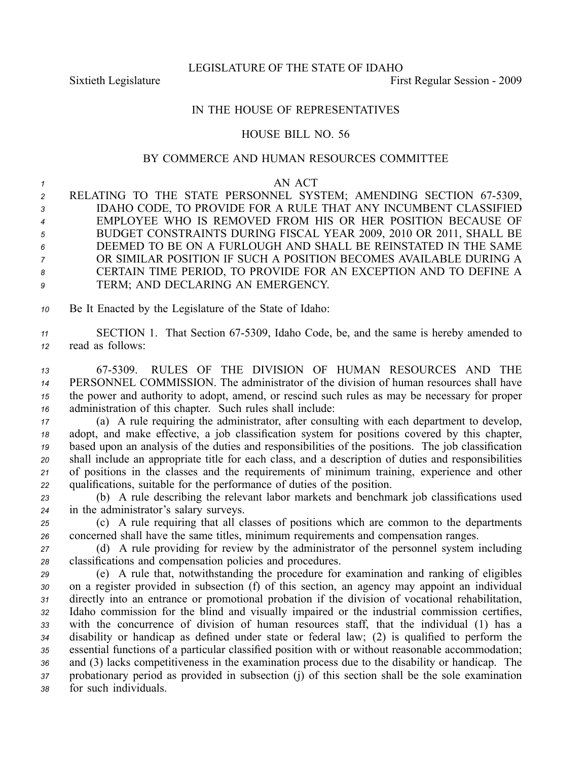LEGISLATURE OF THE STATE OF IDAHO

Sixtieth Legislature First Regular Session - 2009

IN THE HOUSE OF REPRESENTATIVES

HOUSE BILL NO. 56

BY COMMERCE AND HUMAN RESOURCES COMMITTEE

AN ACT

RELATING TO THE STATE PERSONNEL SYSTEM; AMENDING SECTION 67-5309, IDAHO CODE, TO PROVIDE FOR A RULE THAT ANY INCUMBENT CLASSIFIED EMPLOYEE WHO IS REMOVED FROM HIS OR HER POSITION BECAUSE OF BUDGET CONSTRAINTS DURING FISCAL YEAR 2009, 2010 OR 2011, SHALL BE DEEMED TO BE ON A FURLOUGH AND SHALL BE REINSTATED IN THE SAME OR SIMILAR POSITION IF SUCH A POSITION BECOMES AVAILABLE DURING A CERTAIN TIME PERIOD, TO PROVIDE FOR AN EXCEPTION AND TO DEFINE A TERM; AND DECLARING AN EMERGENCY.

Be It Enacted by the Legislature of the State of Idaho:

SECTION 1. That Section 67-5309, Idaho Code, be, and the same is hereby amended to read as follows:

67-5309. RULES OF THE DIVISION OF HUMAN RESOURCES AND THE PERSONNEL COMMISSION. The administrator of the division of human resources shall have the power and authority to adopt, amend, or rescind such rules as may be necessary for proper administration of this chapter. Such rules shall include:

(a) A rule requiring the administrator, after consulting with each department to develop, adopt, and make effective, a job classification system for positions covered by this chapter, based upon an analysis of the duties and responsibilities of the positions. The job classification shall include an appropriate title for each class, and a description of duties and responsibilities of positions in the classes and the requirements of minimum training, experience and other qualifications, suitable for the performance of duties of the position.

(b) A rule describing the relevant labor markets and benchmark job classifications used in the administrator's salary surveys.

(c) A rule requiring that all classes of positions which are common to the departments concerned shall have the same titles, minimum requirements and compensation ranges.

(d) A rule providing for review by the administrator of the personnel system including classifications and compensation policies and procedures.

(e) A rule that, notwithstanding the procedure for examination and ranking of eligibles on a register provided in subsection (f) of this section, an agency may appoint an individual directly into an entrance or promotional probation if the division of vocational rehabilitation, Idaho commission for the blind and visually impaired or the industrial commission certifies, with the concurrence of division of human resources staff, that the individual (1) has a disability or handicap as defined under state or federal law; (2) is qualified to perform the essential functions of a particular classified position with or without reasonable accommodation; and (3) lacks competitiveness in the examination process due to the disability or handicap. The probationary period as provided in subsection (j) of this section shall be the sole examination for such individuals.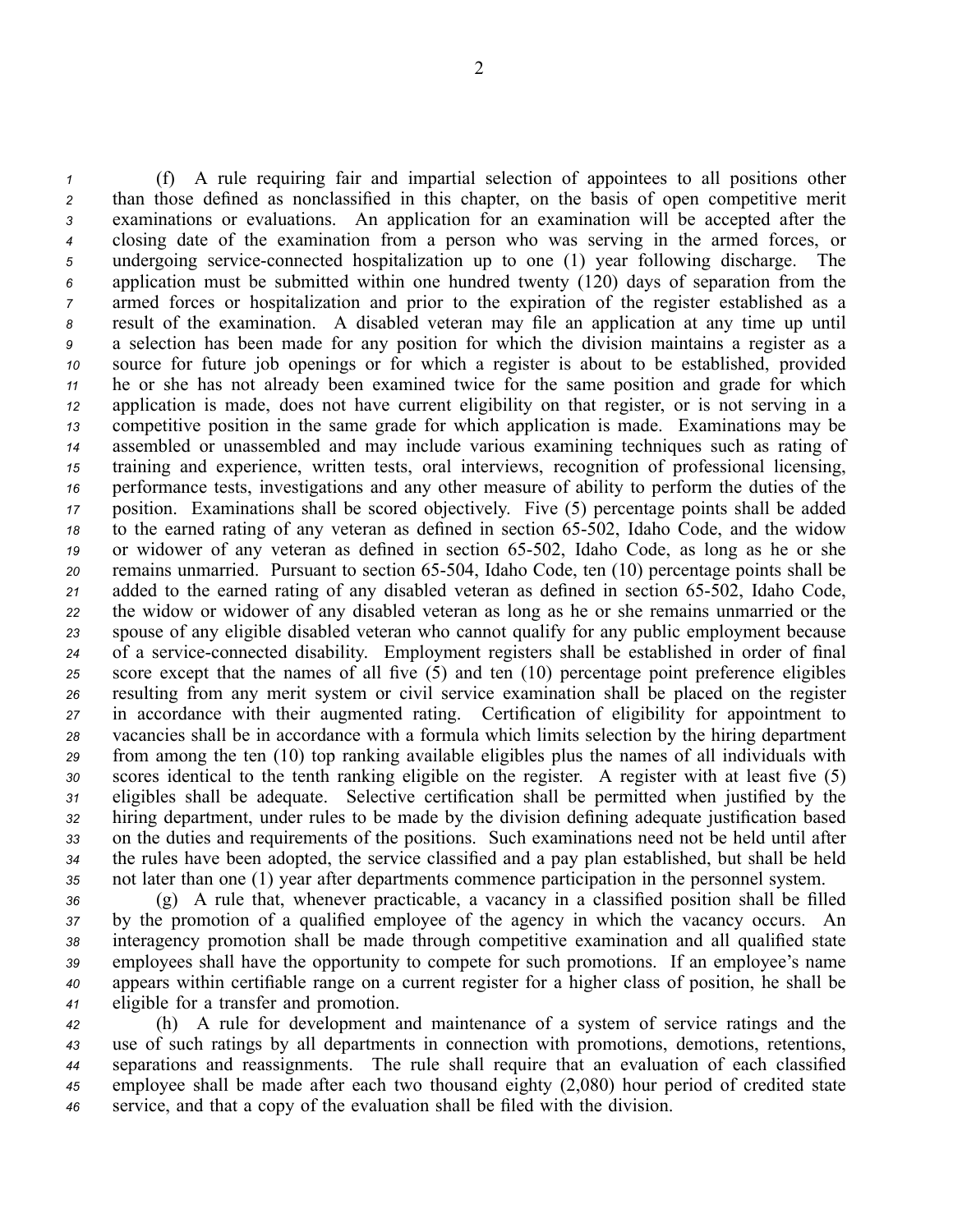(f) A rule requiring fair and impartial selection of appointees to all positions other than those defined as nonclassified in this chapter, on the basis of open competitive merit examinations or evaluations. An application for an examination will be accepted after the closing date of the examination from a person who was serving in the armed forces, or undergoing service-connected hospitalization up to one (1) year following discharge. The application must be submitted within one hundred twenty (120) days of separation from the armed forces or hospitalization and prior to the expiration of the register established as a result of the examination. A disabled veteran may file an application at any time up until a selection has been made for any position for which the division maintains a register as a source for future job openings or for which a register is about to be established, provided he or she has not already been examined twice for the same position and grade for which application is made, does not have current eligibility on that register, or is not serving in a competitive position in the same grade for which application is made. Examinations may be assembled or unassembled and may include various examining techniques such as rating of training and experience, written tests, oral interviews, recognition of professional licensing, performance tests, investigations and any other measure of ability to perform the duties of the position. Examinations shall be scored objectively. Five (5) percentage points shall be added to the earned rating of any veteran as defined in section 65-502, Idaho Code, and the widow or widower of any veteran as defined in section 65-502, Idaho Code, as long as he or she remains unmarried. Pursuant to section 65-504, Idaho Code, ten (10) percentage points shall be added to the earned rating of any disabled veteran as defined in section 65-502, Idaho Code, the widow or widower of any disabled veteran as long as he or she remains unmarried or the spouse of any eligible disabled veteran who cannot qualify for any public employment because of a service-connected disability. Employment registers shall be established in order of final score except that the names of all five (5) and ten (10) percentage point preference eligibles resulting from any merit system or civil service examination shall be placed on the register in accordance with their augmented rating. Certification of eligibility for appointment to vacancies shall be in accordance with a formula which limits selection by the hiring department from among the ten (10) top ranking available eligibles plus the names of all individuals with scores identical to the tenth ranking eligible on the register. A register with at least five (5) eligibles shall be adequate. Selective certification shall be permitted when justified by the hiring department, under rules to be made by the division defining adequate justification based on the duties and requirements of the positions. Such examinations need not be held until after the rules have been adopted, the service classified and a pay plan established, but shall be held not later than one (1) year after departments commence participation in the personnel system.

(g) A rule that, whenever practicable, a vacancy in a classified position shall be filled by the promotion of a qualified employee of the agency in which the vacancy occurs. An interagency promotion shall be made through competitive examination and all qualified state employees shall have the opportunity to compete for such promotions. If an employee's name appears within certifiable range on a current register for a higher class of position, he shall be eligible for a transfer and promotion.

(h) A rule for development and maintenance of a system of service ratings and the use of such ratings by all departments in connection with promotions, demotions, retentions, separations and reassignments. The rule shall require that an evaluation of each classified employee shall be made after each two thousand eighty (2,080) hour period of credited state service, and that a copy of the evaluation shall be filed with the division.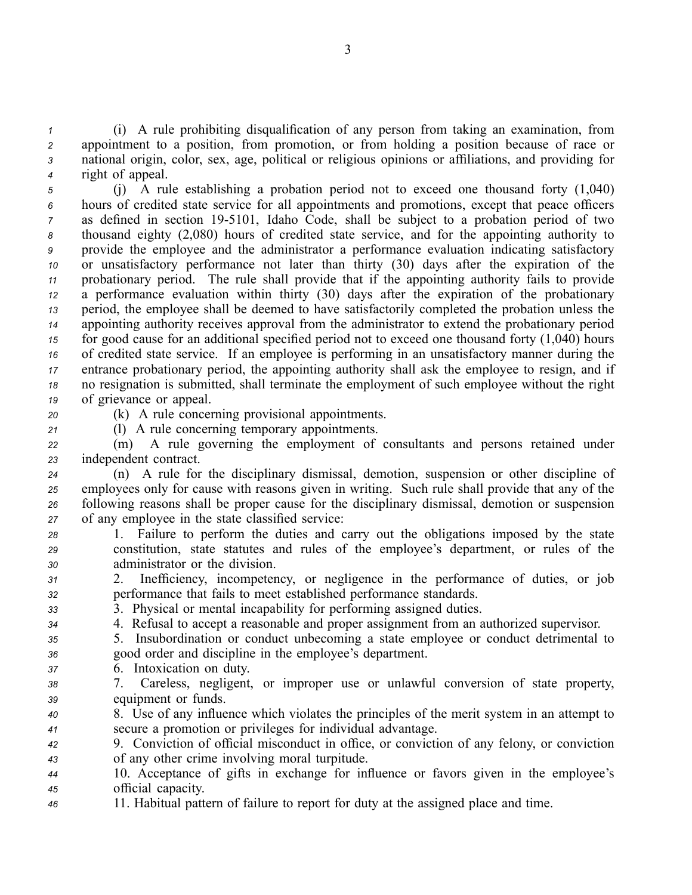(i) A rule prohibiting disqualification of any person from taking an examination, from appointment to a position, from promotion, or from holding a position because of race or national origin, color, sex, age, political or religious opinions or affiliations, and providing for right of appeal.

(j) A rule establishing a probation period not to exceed one thousand forty (1,040) hours of credited state service for all appointments and promotions, except that peace officers as defined in section 19-5101, Idaho Code, shall be subject to a probation period of two thousand eighty (2,080) hours of credited state service, and for the appointing authority to provide the employee and the administrator a performance evaluation indicating satisfactory or unsatisfactory performance not later than thirty (30) days after the expiration of the probationary period. The rule shall provide that if the appointing authority fails to provide a performance evaluation within thirty (30) days after the expiration of the probationary period, the employee shall be deemed to have satisfactorily completed the probation unless the appointing authority receives approval from the administrator to extend the probationary period for good cause for an additional specified period not to exceed one thousand forty (1,040) hours of credited state service. If an employee is performing in an unsatisfactory manner during the entrance probationary period, the appointing authority shall ask the employee to resign, and if no resignation is submitted, shall terminate the employment of such employee without the right of grievance or appeal.

(k) A rule concerning provisional appointments.

(l) A rule concerning temporary appointments.

(m) A rule governing the employment of consultants and persons retained under independent contract.

(n) A rule for the disciplinary dismissal, demotion, suspension or other discipline of employees only for cause with reasons given in writing. Such rule shall provide that any of the following reasons shall be proper cause for the disciplinary dismissal, demotion or suspension of any employee in the state classified service:

1. Failure to perform the duties and carry out the obligations imposed by the state constitution, state statutes and rules of the employee's department, or rules of the administrator or the division.
2. Inefficiency, incompetency, or negligence in the performance of duties, or job performance that fails to meet established performance standards.
3. Physical or mental incapability for performing assigned duties.
4. Refusal to accept a reasonable and proper assignment from an authorized supervisor.
5. Insubordination or conduct unbecoming a state employee or conduct detrimental to good order and discipline in the employee's department.
6. Intoxication on duty.
7. Careless, negligent, or improper use or unlawful conversion of state property, equipment or funds.
8. Use of any influence which violates the principles of the merit system in an attempt to secure a promotion or privileges for individual advantage.
9. Conviction of official misconduct in office, or conviction of any felony, or conviction of any other crime involving moral turpitude.
10. Acceptance of gifts in exchange for influence or favors given in the employee's official capacity.
11. Habitual pattern of failure to report for duty at the assigned place and time.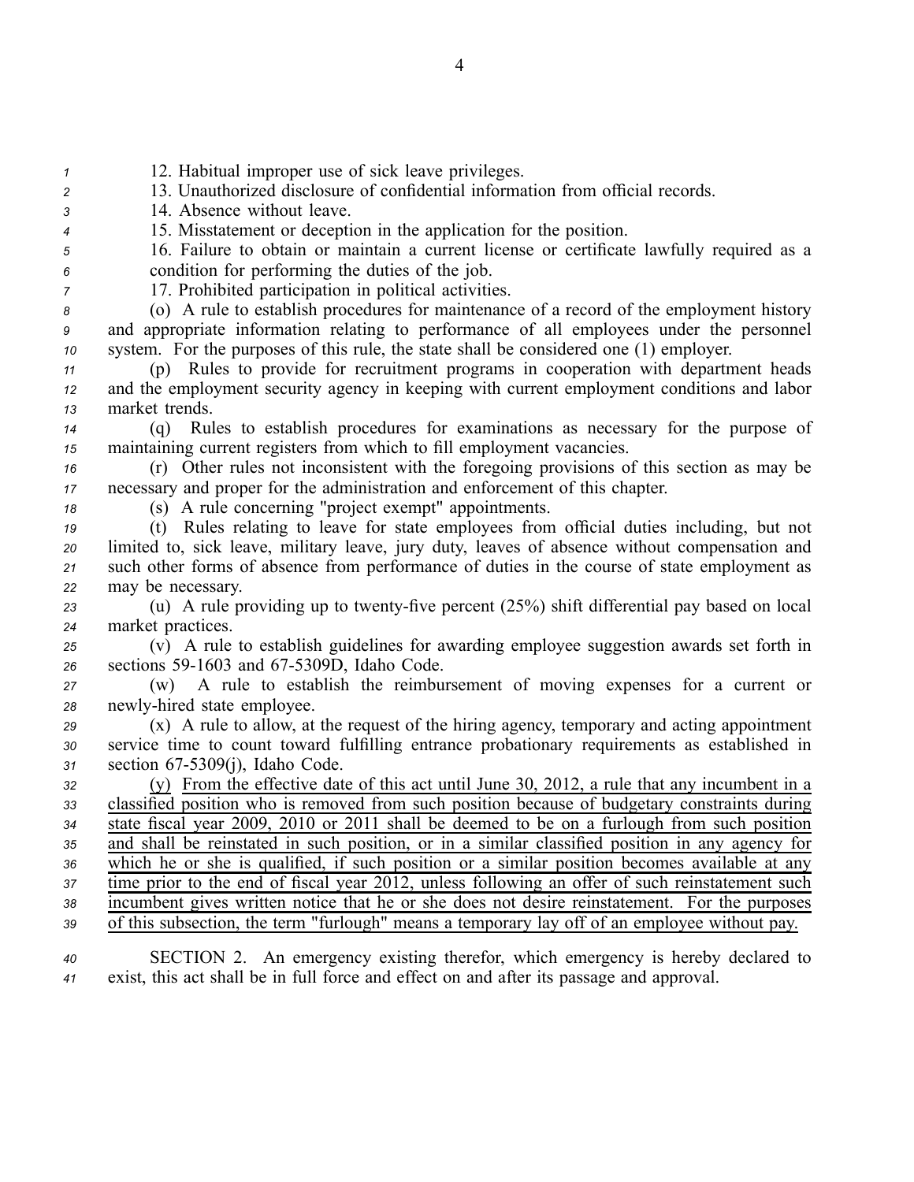12. Habitual improper use of sick leave privileges.
13. Unauthorized disclosure of confidential information from official records.
14. Absence without leave.
15. Misstatement or deception in the application for the position.
16. Failure to obtain or maintain a current license or certificate lawfully required as a condition for performing the duties of the job.
17. Prohibited participation in political activities.

(o) A rule to establish procedures for maintenance of a record of the employment history and appropriate information relating to performance of all employees under the personnel system. For the purposes of this rule, the state shall be considered one (1) employer.

(p) Rules to provide for recruitment programs in cooperation with department heads and the employment security agency in keeping with current employment conditions and labor market trends.

(q) Rules to establish procedures for examinations as necessary for the purpose of maintaining current registers from which to fill employment vacancies.

(r) Other rules not inconsistent with the foregoing provisions of this section as may be necessary and proper for the administration and enforcement of this chapter.

(s) A rule concerning "project exempt" appointments.

(t) Rules relating to leave for state employees from official duties including, but not limited to, sick leave, military leave, jury duty, leaves of absence without compensation and such other forms of absence from performance of duties in the course of state employment as may be necessary.

(u) A rule providing up to twenty-five percent (25%) shift differential pay based on local market practices.

(v) A rule to establish guidelines for awarding employee suggestion awards set forth in sections 59-1603 and 67-5309D, Idaho Code.

(w) A rule to establish the reimbursement of moving expenses for a current or newly-hired state employee.

(x) A rule to allow, at the request of the hiring agency, temporary and acting appointment service time to count toward fulfilling entrance probationary requirements as established in section 67-5309(j), Idaho Code.

<u>(y) From the effective date of this act until June 30, 2012, a rule that any incumbent in a classified position who is removed from such position because of budgetary constraints during state fiscal year 2009, 2010 or 2011 shall be deemed to be on a furlough from such position and shall be reinstated in such position, or in a similar classified position in any agency for which he or she is qualified, if such position or a similar position becomes available at any time prior to the end of fiscal year 2012, unless following an offer of such reinstatement such incumbent gives written notice that he or she does not desire reinstatement. For the purposes of this subsection, the term "furlough" means a temporary lay off of an employee without pay.</u>

SECTION 2. An emergency existing therefor, which emergency is hereby declared to exist, this act shall be in full force and effect on and after its passage and approval.